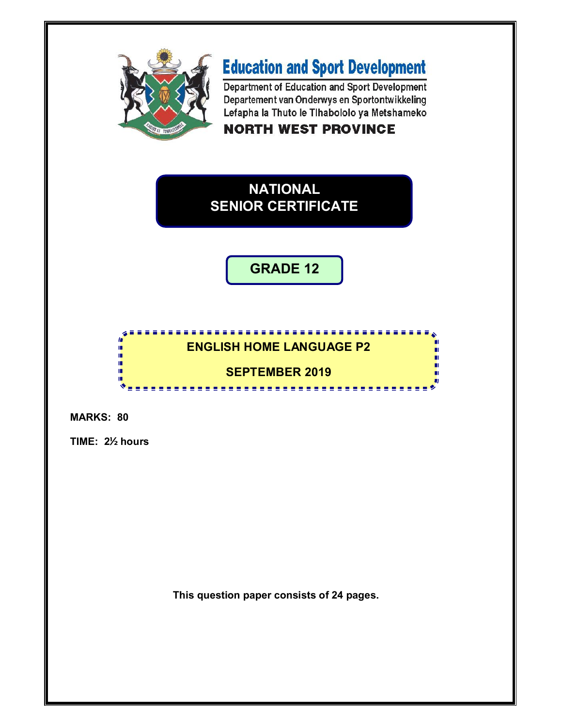**Education and Sport Development**

Department of Education and Sport Development
Departement van Onderwys en Sportontwikkeling
Lefapha la Thuto le Tlhabololo ya Metshameko

**NORTH WEST PROVINCE**

# NATIONAL SENIOR CERTIFICATE

## GRADE 12

## ENGLISH HOME LANGUAGE P2

## SEPTEMBER 2019

**MARKS: 80**

**TIME: 2½ hours**

**This question paper consists of 24 pages.**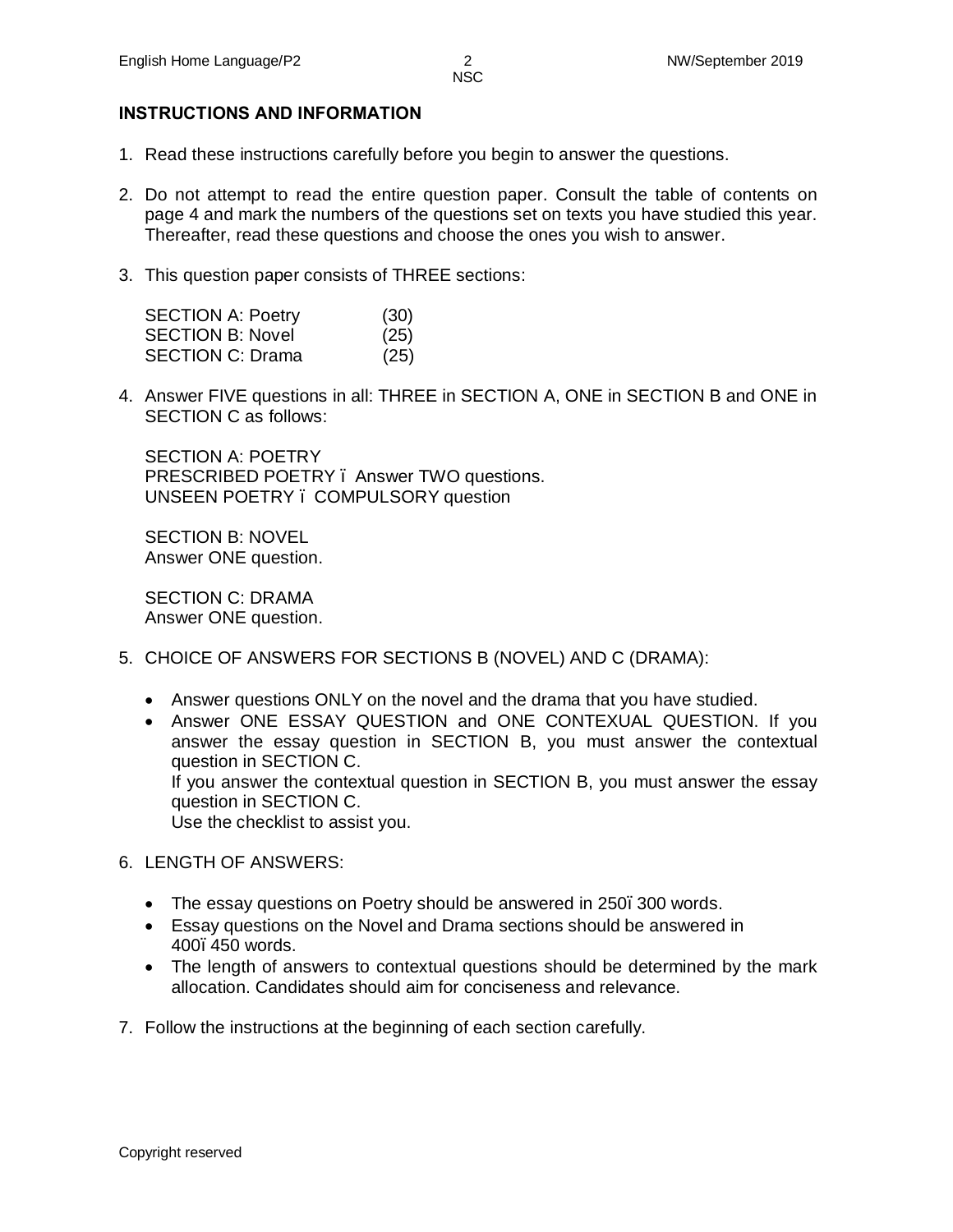## INSTRUCTIONS AND INFORMATION

1. Read these instructions carefully before you begin to answer the questions.

2. Do not attempt to read the entire question paper. Consult the table of contents on page 4 and mark the numbers of the questions set on texts you have studied this year. Thereafter, read these questions and choose the ones you wish to answer.

3. This question paper consists of THREE sections:

   SECTION A: Poetry (30)
   SECTION B: Novel (25)
   SECTION C: Drama (25)

4. Answer FIVE questions in all: THREE in SECTION A, ONE in SECTION B and ONE in SECTION C as follows:

   SECTION A: POETRY
   PRESCRIBED POETRY – Answer TWO questions.
   UNSEEN POETRY – COMPULSORY question

   SECTION B: NOVEL
   Answer ONE question.

   SECTION C: DRAMA
   Answer ONE question.

5. CHOICE OF ANSWERS FOR SECTIONS B (NOVEL) AND C (DRAMA):

   - Answer questions ONLY on the novel and the drama that you have studied.
   - Answer ONE ESSAY QUESTION and ONE CONTEXUAL QUESTION. If you answer the essay question in SECTION B, you must answer the contextual question in SECTION C.
     If you answer the contextual question in SECTION B, you must answer the essay question in SECTION C.
     Use the checklist to assist you.

6. LENGTH OF ANSWERS:

   - The essay questions on Poetry should be answered in 250–300 words.
   - Essay questions on the Novel and Drama sections should be answered in 400–450 words.
   - The length of answers to contextual questions should be determined by the mark allocation. Candidates should aim for conciseness and relevance.

7. Follow the instructions at the beginning of each section carefully.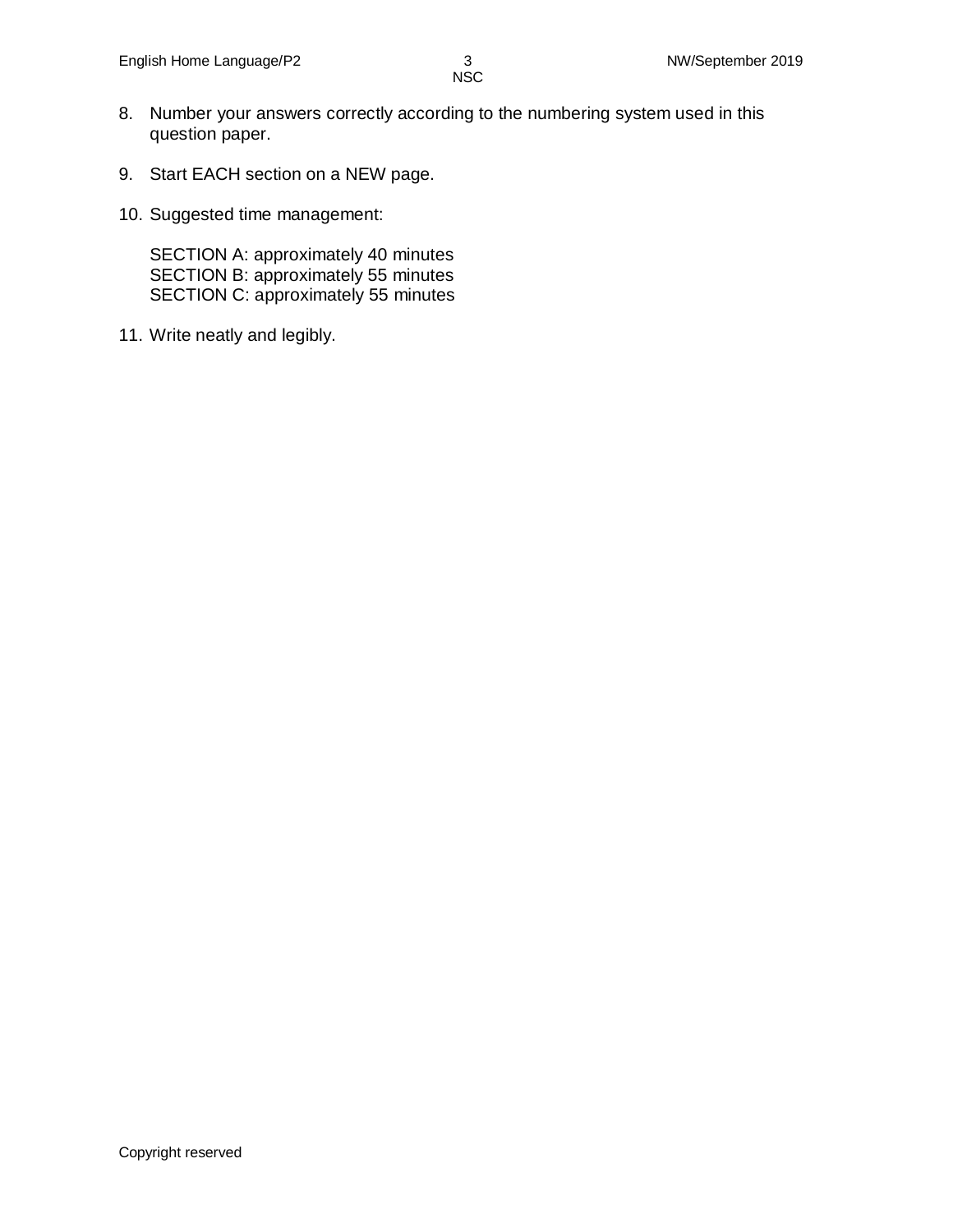8. Number your answers correctly according to the numbering system used in this question paper.

9. Start EACH section on a NEW page.

10. Suggested time management:

    SECTION A: approximately 40 minutes
    SECTION B: approximately 55 minutes
    SECTION C: approximately 55 minutes

11. Write neatly and legibly.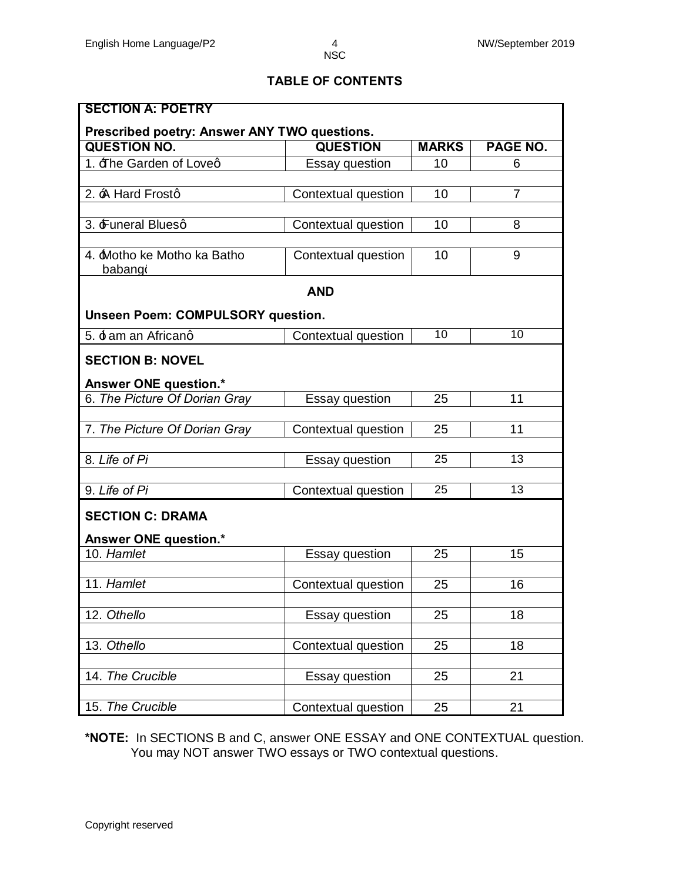## TABLE OF CONTENTS

| **SECTION A: POETRY** | | | |
|---|---|---|---|
| **Prescribed poetry: Answer ANY TWO questions.** | | | |
| **QUESTION NO.** | **QUESTION** | **MARKS** | **PAGE NO.** |
| 1. 'The Garden of Love' | Essay question | 10 | 6 |
| 2. 'A Hard Frost' | Contextual question | 10 | 7 |
| 3. 'Funeral Blues' | Contextual question | 10 | 8 |
| 4. 'Motho ke Motho ka Batho babang' | Contextual question | 10 | 9 |
| **AND** | | | |
| **Unseen Poem: COMPULSORY question.** | | | |
| 5. 'I am an African' | Contextual question | 10 | 10 |
| **SECTION B: NOVEL** | | | |
| **Answer ONE question.*** | | | |
| 6. *The Picture Of Dorian Gray* | Essay question | 25 | 11 |
| 7. *The Picture Of Dorian Gray* | Contextual question | 25 | 11 |
| 8. *Life of Pi* | Essay question | 25 | 13 |
| 9. *Life of Pi* | Contextual question | 25 | 13 |
| **SECTION C: DRAMA** | | | |
| **Answer ONE question.*** | | | |
| 10. *Hamlet* | Essay question | 25 | 15 |
| 11. *Hamlet* | Contextual question | 25 | 16 |
| 12. *Othello* | Essay question | 25 | 18 |
| 13. *Othello* | Contextual question | 25 | 18 |
| 14. *The Crucible* | Essay question | 25 | 21 |
| 15. *The Crucible* | Contextual question | 25 | 21 |

***NOTE:** In SECTIONS B and C, answer ONE ESSAY and ONE CONTEXTUAL question. You may NOT answer TWO essays or TWO contextual questions.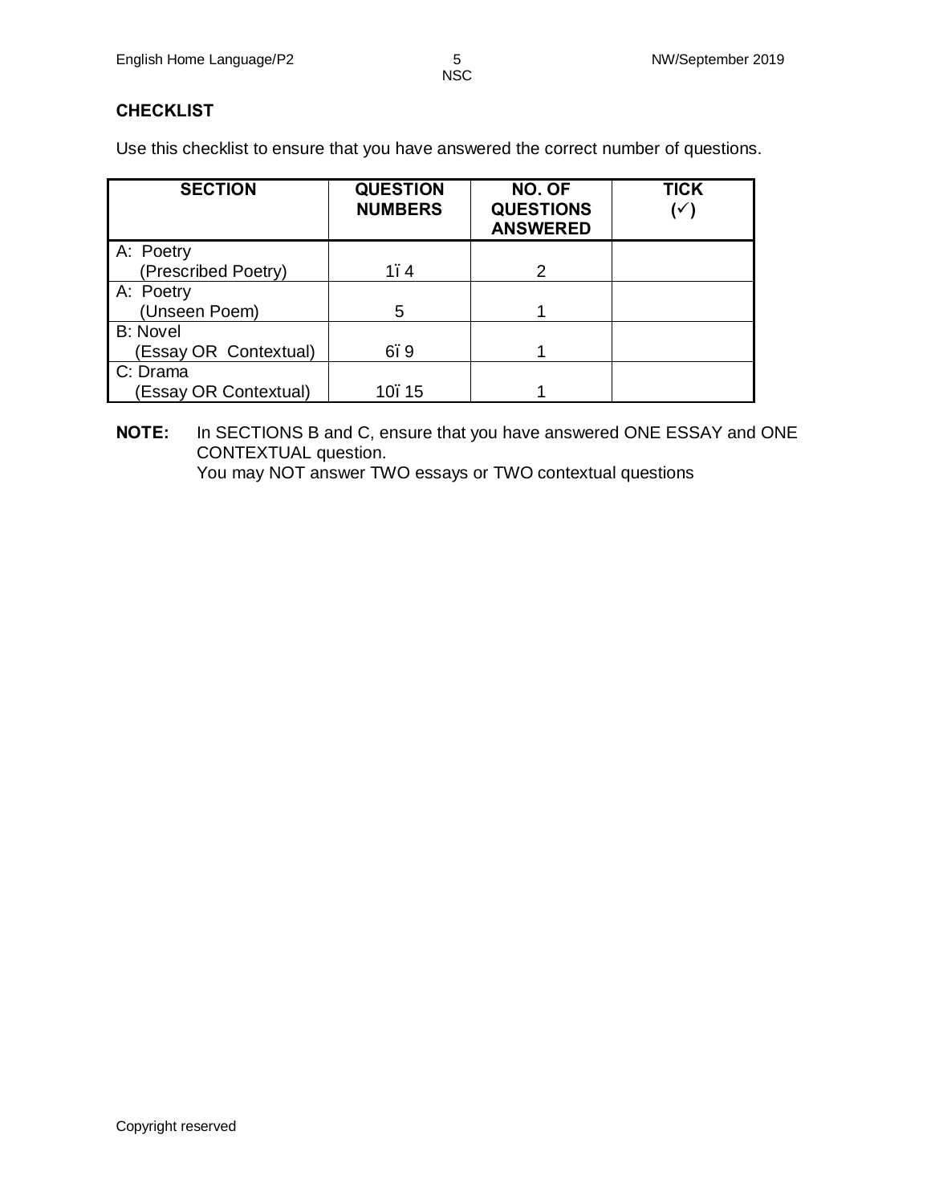## CHECKLIST

Use this checklist to ensure that you have answered the correct number of questions.

| SECTION | QUESTION NUMBERS | NO. OF QUESTIONS ANSWERED | TICK (✓) |
|---|---|---|---|
| A: Poetry (Prescribed Poetry) | 1–4 | 2 | |
| A: Poetry (Unseen Poem) | 5 | 1 | |
| B: Novel (Essay OR Contextual) | 6–9 | 1 | |
| C: Drama (Essay OR Contextual) | 10–15 | 1 | |

**NOTE:** In SECTIONS B and C, ensure that you have answered ONE ESSAY and ONE CONTEXTUAL question.
You may NOT answer TWO essays or TWO contextual questions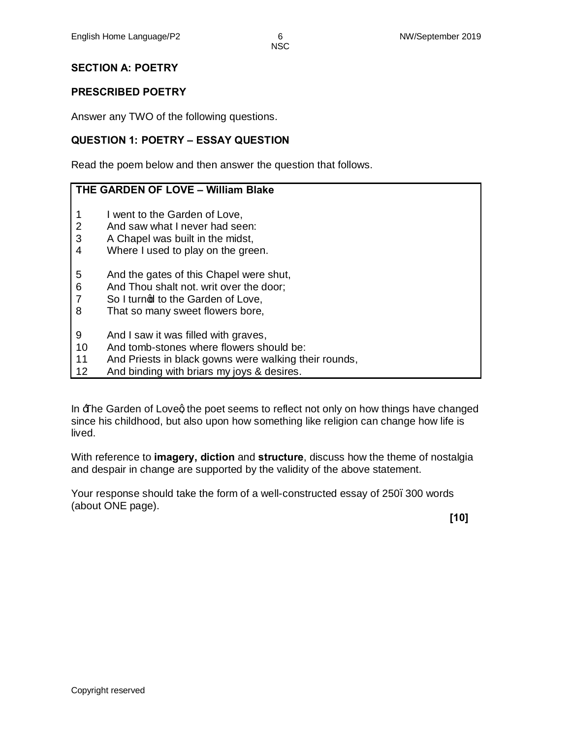## SECTION A: POETRY

### PRESCRIBED POETRY

Answer any TWO of the following questions.

### QUESTION 1: POETRY – ESSAY QUESTION

Read the poem below and then answer the question that follows.

**THE GARDEN OF LOVE – William Blake**

| | |
|---|---|
| 1 | I went to the Garden of Love, |
| 2 | And saw what I never had seen: |
| 3 | A Chapel was built in the midst, |
| 4 | Where I used to play on the green. |
| | |
| 5 | And the gates of this Chapel were shut, |
| 6 | And Thou shalt not. writ over the door; |
| 7 | So I turn'd to the Garden of Love, |
| 8 | That so many sweet flowers bore, |
| | |
| 9 | And I saw it was filled with graves, |
| 10 | And tomb-stones where flowers should be: |
| 11 | And Priests in black gowns were walking their rounds, |
| 12 | And binding with briars my joys & desires. |

In 'The Garden of Love', the poet seems to reflect not only on how things have changed since his childhood, but also upon how something like religion can change how life is lived.

With reference to **imagery, diction** and **structure**, discuss how the theme of nostalgia and despair in change are supported by the validity of the above statement.

Your response should take the form of a well-constructed essay of 250–300 words (about ONE page).

**[10]**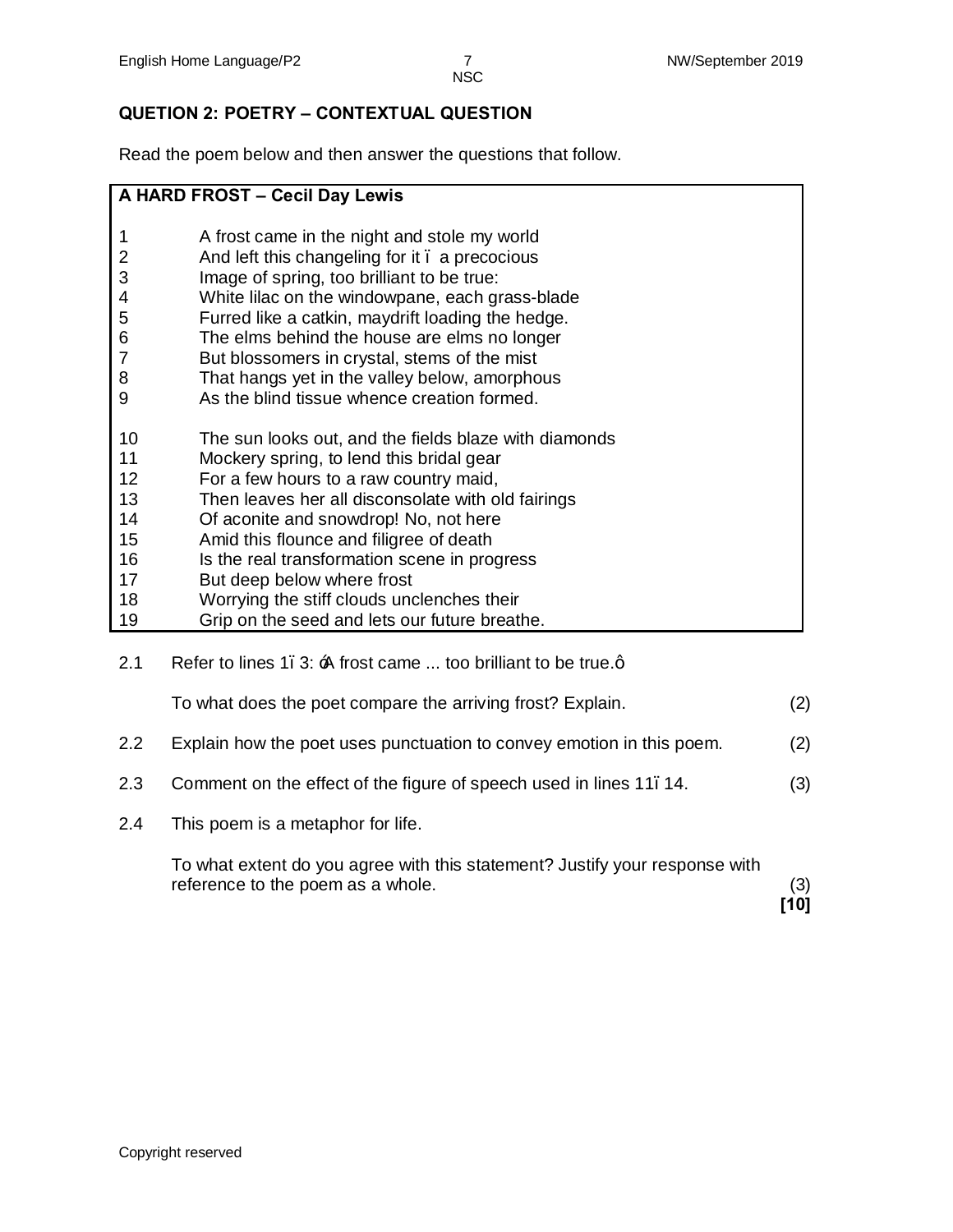**QUETION 2: POETRY – CONTEXTUAL QUESTION**

Read the poem below and then answer the questions that follow.

| **A HARD FROST – Cecil Day Lewis** | |
|---|---|
| 1 | A frost came in the night and stole my world |
| 2 | And left this changeling for it – a precocious |
| 3 | Image of spring, too brilliant to be true: |
| 4 | White lilac on the windowpane, each grass-blade |
| 5 | Furred like a catkin, maydrift loading the hedge. |
| 6 | The elms behind the house are elms no longer |
| 7 | But blossomers in crystal, stems of the mist |
| 8 | That hangs yet in the valley below, amorphous |
| 9 | As the blind tissue whence creation formed. |
| | |
| 10 | The sun looks out, and the fields blaze with diamonds |
| 11 | Mockery spring, to lend this bridal gear |
| 12 | For a few hours to a raw country maid, |
| 13 | Then leaves her all disconsolate with old fairings |
| 14 | Of aconite and snowdrop! No, not here |
| 15 | Amid this flounce and filigree of death |
| 16 | Is the real transformation scene in progress |
| 17 | But deep below where frost |
| 18 | Worrying the stiff clouds unclenches their |
| 19 | Grip on the seed and lets our future breathe. |

2.1 Refer to lines 1–3: 'A frost came ... too brilliant to be true.'

To what does the poet compare the arriving frost? Explain. (2)

2.2 Explain how the poet uses punctuation to convey emotion in this poem. (2)

2.3 Comment on the effect of the figure of speech used in lines 11–14. (3)

2.4 This poem is a metaphor for life.

To what extent do you agree with this statement? Justify your response with reference to the poem as a whole. (3)

**[10]**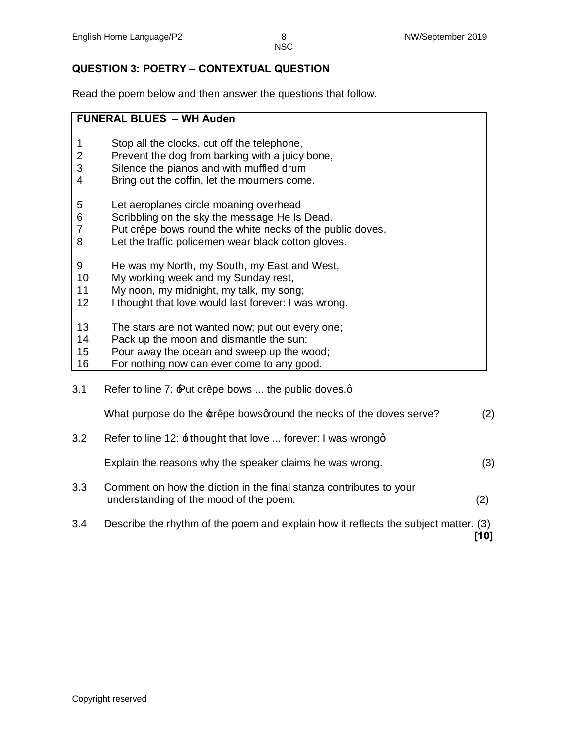## QUESTION 3: POETRY – CONTEXTUAL QUESTION

Read the poem below and then answer the questions that follow.

**FUNERAL BLUES – WH Auden**

1 Stop all the clocks, cut off the telephone,
2 Prevent the dog from barking with a juicy bone,
3 Silence the pianos and with muffled drum
4 Bring out the coffin, let the mourners come.

5 Let aeroplanes circle moaning overhead
6 Scribbling on the sky the message He Is Dead.
7 Put crêpe bows round the white necks of the public doves,
8 Let the traffic policemen wear black cotton gloves.

9 He was my North, my South, my East and West,
10 My working week and my Sunday rest,
11 My noon, my midnight, my talk, my song;
12 I thought that love would last forever: I was wrong.

13 The stars are not wanted now; put out every one;
14 Pack up the moon and dismantle the sun;
15 Pour away the ocean and sweep up the wood;
16 For nothing now can ever come to any good.

3.1 Refer to line 7: 'Put crêpe bows ... the public doves.'

What purpose do the 'crêpe bows' round the necks of the doves serve? (2)

3.2 Refer to line 12: 'I thought that love ... forever: I was wrong'

Explain the reasons why the speaker claims he was wrong. (3)

3.3 Comment on how the diction in the final stanza contributes to your understanding of the mood of the poem. (2)

3.4 Describe the rhythm of the poem and explain how it reflects the subject matter. (3)

**[10]**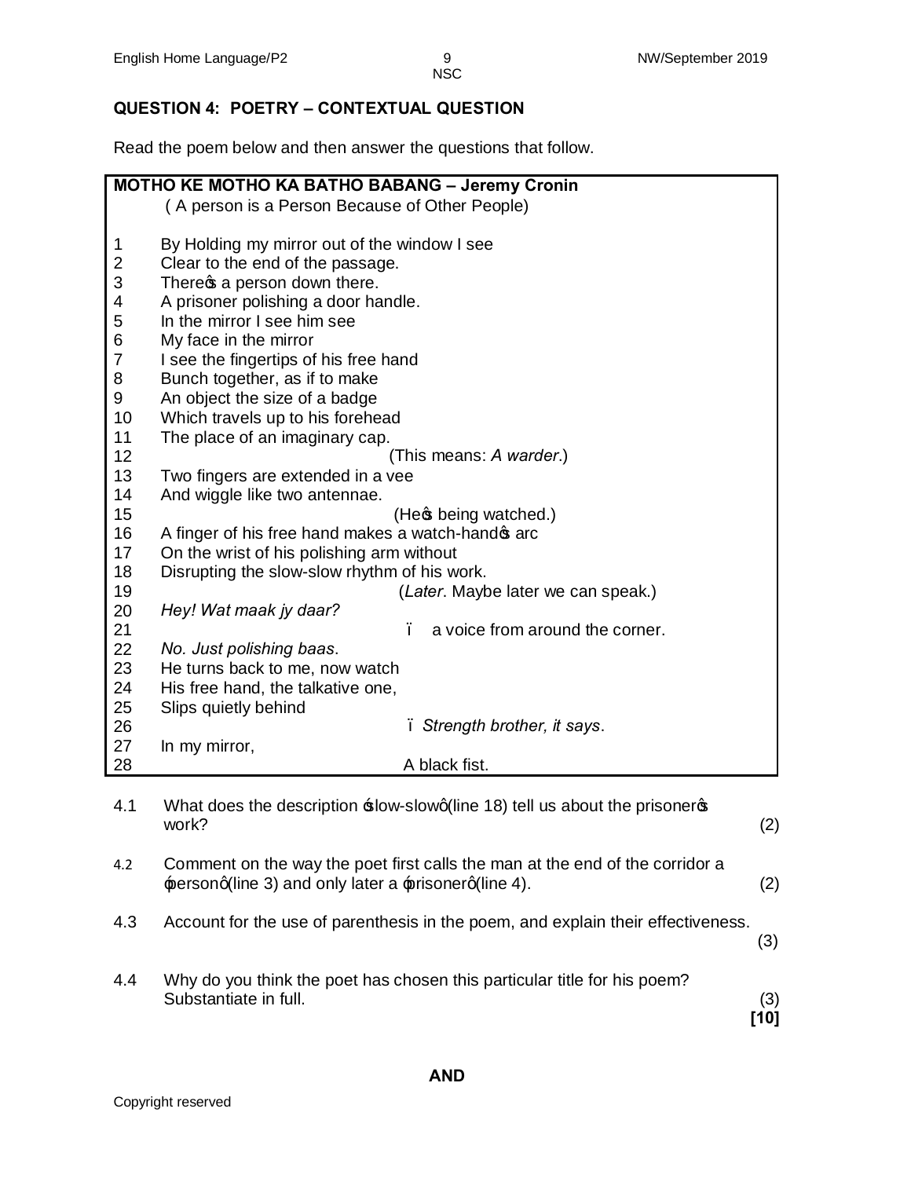## QUESTION 4: POETRY – CONTEXTUAL QUESTION

Read the poem below and then answer the questions that follow.

**MOTHO KE MOTHO KA BATHO BABANG – Jeremy Cronin**
( A person is a Person Because of Other People)

| | |
|---|---|
| 1 | By Holding my mirror out of the window I see |
| 2 | Clear to the end of the passage. |
| 3 | There's a person down there. |
| 4 | A prisoner polishing a door handle. |
| 5 | In the mirror I see him see |
| 6 | My face in the mirror |
| 7 | I see the fingertips of his free hand |
| 8 | Bunch together, as if to make |
| 9 | An object the size of a badge |
| 10 | Which travels up to his forehead |
| 11 | The place of an imaginary cap. |
| 12 | (This means: *A warder*.) |
| 13 | Two fingers are extended in a vee |
| 14 | And wiggle like two antennae. |
| 15 | (He's being watched.) |
| 16 | A finger of his free hand makes a watch-hand's arc |
| 17 | On the wrist of his polishing arm without |
| 18 | Disrupting the slow-slow rhythm of his work. |
| 19 | (*Later*. Maybe later we can speak.) |
| 20 | *Hey! Wat maak jy daar?* |
| 21 | – a voice from around the corner. |
| 22 | *No. Just polishing baas*. |
| 23 | He turns back to me, now watch |
| 24 | His free hand, the talkative one, |
| 25 | Slips quietly behind |
| 26 | – *Strength brother, it says*. |
| 27 | In my mirror, |
| 28 | A black fist. |

4.1 What does the description 'slow-slow' (line 18) tell us about the prisoner's work? (2)

4.2 Comment on the way the poet first calls the man at the end of the corridor a 'person' (line 3) and only later a 'prisoner' (line 4). (2)

4.3 Account for the use of parenthesis in the poem, and explain their effectiveness. (3)

4.4 Why do you think the poet has chosen this particular title for his poem? Substantiate in full. (3)

**[10]**

**AND**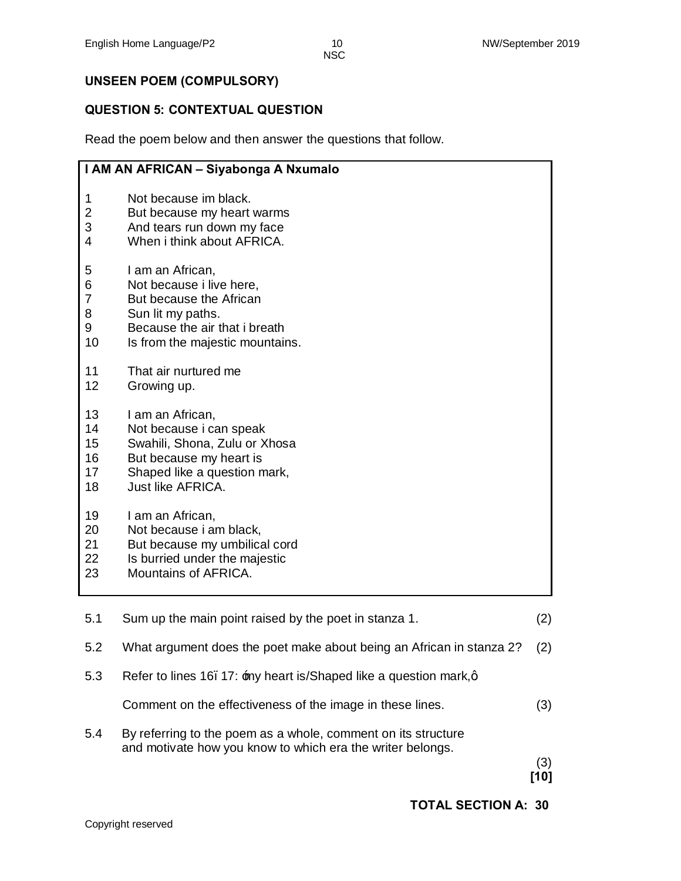**UNSEEN POEM (COMPULSORY)**

**QUESTION 5: CONTEXTUAL QUESTION**

Read the poem below and then answer the questions that follow.

**I AM AN AFRICAN – Siyabonga A Nxumalo**

1 Not because im black.
2 But because my heart warms
3 And tears run down my face
4 When i think about AFRICA.

5 I am an African,
6 Not because i live here,
7 But because the African
8 Sun lit my paths.
9 Because the air that i breath
10 Is from the majestic mountains.

11 That air nurtured me
12 Growing up.

13 I am an African,
14 Not because i can speak
15 Swahili, Shona, Zulu or Xhosa
16 But because my heart is
17 Shaped like a question mark,
18 Just like AFRICA.

19 I am an African,
20 Not because i am black,
21 But because my umbilical cord
22 Is burried under the majestic
23 Mountains of AFRICA.

5.1 Sum up the main point raised by the poet in stanza 1. (2)

5.2 What argument does the poet make about being an African in stanza 2? (2)

5.3 Refer to lines 16–17: 'my heart is/Shaped like a question mark,'

Comment on the effectiveness of the image in these lines. (3)

5.4 By referring to the poem as a whole, comment on its structure and motivate how you know to which era the writer belongs. (3)

**[10]**

**TOTAL SECTION A: 30**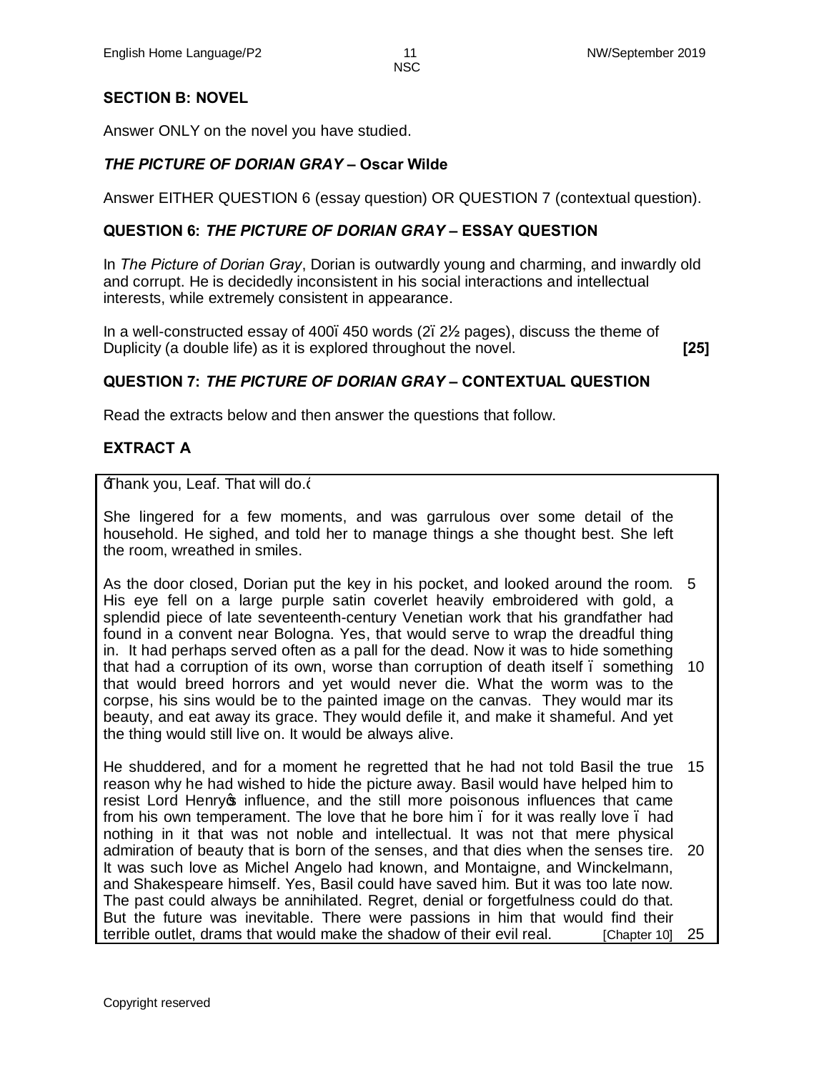## SECTION B: NOVEL

Answer ONLY on the novel you have studied.

### *THE PICTURE OF DORIAN GRAY* – Oscar Wilde

Answer EITHER QUESTION 6 (essay question) OR QUESTION 7 (contextual question).

### QUESTION 6: *THE PICTURE OF DORIAN GRAY* – ESSAY QUESTION

In *The Picture of Dorian Gray*, Dorian is outwardly young and charming, and inwardly old and corrupt. He is decidedly inconsistent in his social interactions and intellectual interests, while extremely consistent in appearance.

In a well-constructed essay of 400–450 words (2–2½ pages), discuss the theme of Duplicity (a double life) as it is explored throughout the novel. **[25]**

### QUESTION 7: *THE PICTURE OF DORIAN GRAY* – CONTEXTUAL QUESTION

Read the extracts below and then answer the questions that follow.

### EXTRACT A

'Thank you, Leaf. That will do.'

She lingered for a few moments, and was garrulous over some detail of the household. He sighed, and told her to manage things a she thought best. She left the room, wreathed in smiles.

As the door closed, Dorian put the key in his pocket, and looked around the room. His eye fell on a large purple satin coverlet heavily embroidered with gold, a splendid piece of late seventeenth-century Venetian work that his grandfather had found in a convent near Bologna. Yes, that would serve to wrap the dreadful thing in. It had perhaps served often as a pall for the dead. Now it was to hide something that had a corruption of its own, worse than corruption of death itself – something that would breed horrors and yet would never die. What the worm was to the corpse, his sins would be to the painted image on the canvas. They would mar its beauty, and eat away its grace. They would defile it, and make it shameful. And yet the thing would still live on. It would be always alive.

He shuddered, and for a moment he regretted that he had not told Basil the true reason why he had wished to hide the picture away. Basil would have helped him to resist Lord Henry's influence, and the still more poisonous influences that came from his own temperament. The love that he bore him – for it was really love – had nothing in it that was not noble and intellectual. It was not that mere physical admiration of beauty that is born of the senses, and that dies when the senses tire. It was such love as Michel Angelo had known, and Montaigne, and Winckelmann, and Shakespeare himself. Yes, Basil could have saved him. But it was too late now. The past could always be annihilated. Regret, denial or forgetfulness could do that. But the future was inevitable. There were passions in him that would find their terrible outlet, drams that would make the shadow of their evil real. [Chapter 10]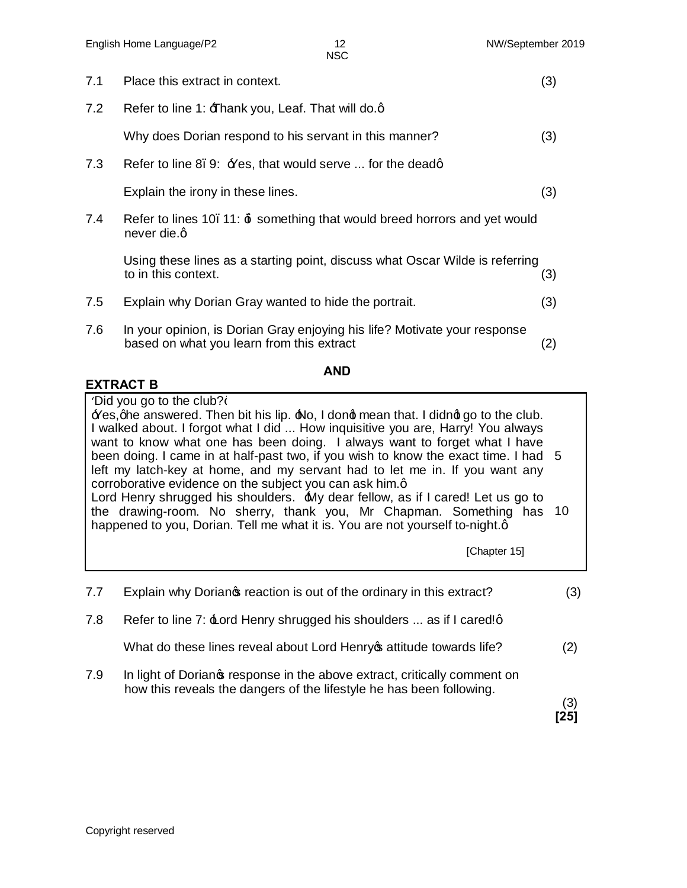7.1 Place this extract in context. (3)

7.2 Refer to line 1: 'Thank you, Leaf. That will do.'

Why does Dorian respond to his servant in this manner? (3)

7.3 Refer to line 8–9: 'Yes, that would serve ... for the dead'

Explain the irony in these lines. (3)

7.4 Refer to lines 10–11: '... something that would breed horrors and yet would never die.'

Using these lines as a starting point, discuss what Oscar Wilde is referring to in this context. (3)

7.5 Explain why Dorian Gray wanted to hide the portrait. (3)

7.6 In your opinion, is Dorian Gray enjoying his life? Motivate your response based on what you learn from this extract (2)

**AND**

**EXTRACT B**

> 'Did you go to the club?'
> 'Yes,' he answered. Then bit his lip. 'No, I don't mean that. I didn't go to the club. I walked about. I forgot what I did ... How inquisitive you are, Harry! You always want to know what one has been doing. I always want to forget what I have been doing. I came in at half-past two, if you wish to know the exact time. I had left my latch-key at home, and my servant had to let me in. If you want any corroborative evidence on the subject you can ask him.' (5)
> Lord Henry shrugged his shoulders. 'My dear fellow, as if I cared! Let us go to the drawing-room. No sherry, thank you, Mr Chapman. Something has happened to you, Dorian. Tell me what it is. You are not yourself to-night.' (10)
>
> [Chapter 15]

7.7 Explain why Dorian's reaction is out of the ordinary in this extract? (3)

7.8 Refer to line 7: 'Lord Henry shrugged his shoulders ... as if I cared!'

What do these lines reveal about Lord Henry's attitude towards life? (2)

7.9 In light of Dorian's response in the above extract, critically comment on how this reveals the dangers of the lifestyle he has been following. (3)

**[25]**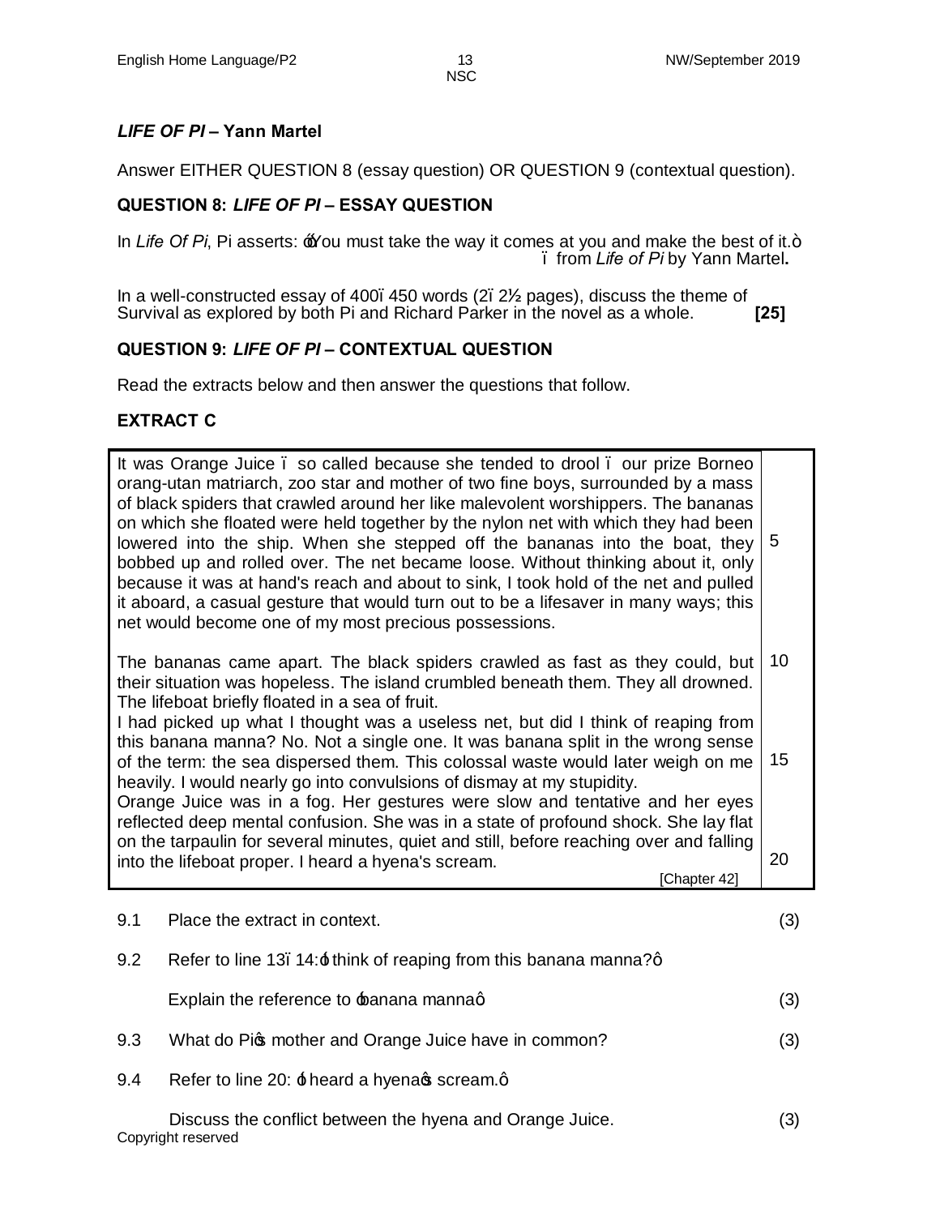## *LIFE OF PI* – Yann Martel

Answer EITHER QUESTION 8 (essay question) OR QUESTION 9 (contextual question).

### QUESTION 8: *LIFE OF PI* – ESSAY QUESTION

In *Life Of Pi*, Pi asserts: "You must take the way it comes at you and make the best of it."
– from *Life of Pi* by Yann Martel**.**

In a well-constructed essay of 400–450 words (2–2½ pages), discuss the theme of Survival as explored by both Pi and Richard Parker in the novel as a whole. **[25]**

### QUESTION 9: *LIFE OF PI* – CONTEXTUAL QUESTION

Read the extracts below and then answer the questions that follow.

### EXTRACT C

It was Orange Juice – so called because she tended to drool – our prize Borneo orang-utan matriarch, zoo star and mother of two fine boys, surrounded by a mass of black spiders that crawled around her like malevolent worshippers. The bananas on which she floated were held together by the nylon net with which they had been lowered into the ship. When she stepped off the bananas into the boat, they bobbed up and rolled over. The net became loose. Without thinking about it, only because it was at hand's reach and about to sink, I took hold of the net and pulled it aboard, a casual gesture that would turn out to be a lifesaver in many ways; this net would become one of my most precious possessions. (5)

The bananas came apart. The black spiders crawled as fast as they could, but their situation was hopeless. The island crumbled beneath them. They all drowned. The lifeboat briefly floated in a sea of fruit. (10)

I had picked up what I thought was a useless net, but did I think of reaping from this banana manna? No. Not a single one. It was banana split in the wrong sense of the term: the sea dispersed them. This colossal waste would later weigh on me heavily. I would nearly go into convulsions of dismay at my stupidity. (15)

Orange Juice was in a fog. Her gestures were slow and tentative and her eyes reflected deep mental confusion. She was in a state of profound shock. She lay flat on the tarpaulin for several minutes, quiet and still, before reaching over and falling into the lifeboat proper. I heard a hyena's scream. (20)

[Chapter 42]

9.1 Place the extract in context. (3)

9.2 Refer to line 13–14: 'think of reaping from this banana manna?'

Explain the reference to 'banana manna' (3)

9.3 What do Pi's mother and Orange Juice have in common? (3)

9.4 Refer to line 20: 'I heard a hyena's scream.'

Discuss the conflict between the hyena and Orange Juice. (3)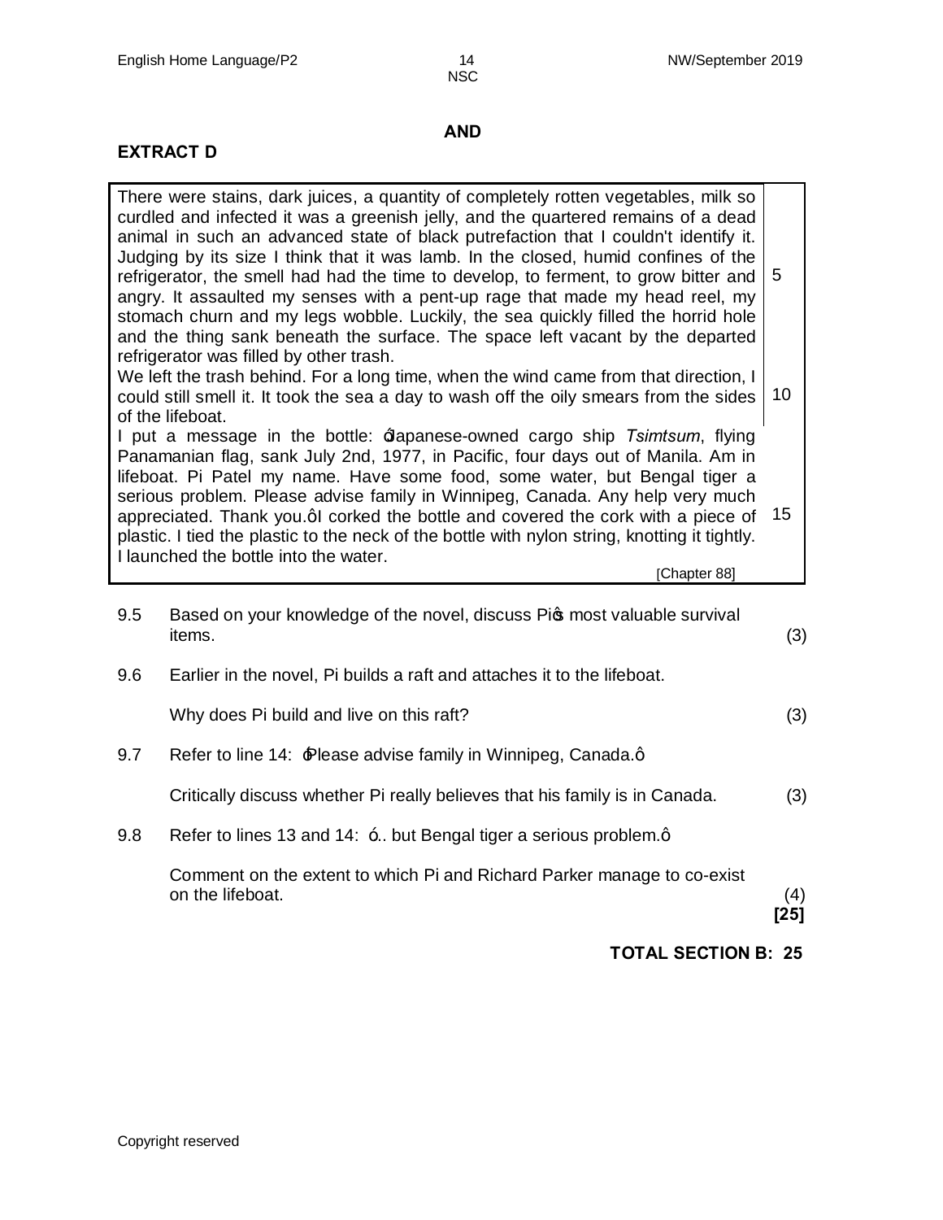**AND**

### EXTRACT D

> There were stains, dark juices, a quantity of completely rotten vegetables, milk so curdled and infected it was a greenish jelly, and the quartered remains of a dead animal in such an advanced state of black putrefaction that I couldn't identify it. Judging by its size I think that it was lamb. In the closed, humid confines of the refrigerator, the smell had had the time to develop, to ferment, to grow bitter and angry. It assaulted my senses with a pent-up rage that made my head reel, my stomach churn and my legs wobble. Luckily, the sea quickly filled the horrid hole and the thing sank beneath the surface. The space left vacant by the departed refrigerator was filled by other trash. (5)
>
> We left the trash behind. For a long time, when the wind came from that direction, I could still smell it. It took the sea a day to wash off the oily smears from the sides of the lifeboat. (10)
>
> I put a message in the bottle: 'Japanese-owned cargo ship *Tsimtsum*, flying Panamanian flag, sank July 2nd, 1977, in Pacific, four days out of Manila. Am in lifeboat. Pi Patel my name. Have some food, some water, but Bengal tiger a serious problem. Please advise family in Winnipeg, Canada. Any help very much appreciated. Thank you.' I corked the bottle and covered the cork with a piece of plastic. I tied the plastic to the neck of the bottle with nylon string, knotting it tightly. I launched the bottle into the water. (15)
>
> [Chapter 88]

9.5 Based on your knowledge of the novel, discuss Pi's most valuable survival items. (3)

9.6 Earlier in the novel, Pi builds a raft and attaches it to the lifeboat.

Why does Pi build and live on this raft? (3)

9.7 Refer to line 14: 'Please advise family in Winnipeg, Canada.'

Critically discuss whether Pi really believes that his family is in Canada. (3)

9.8 Refer to lines 13 and 14: '… but Bengal tiger a serious problem.'

Comment on the extent to which Pi and Richard Parker manage to co-exist on the lifeboat. (4)

**[25]**

**TOTAL SECTION B: 25**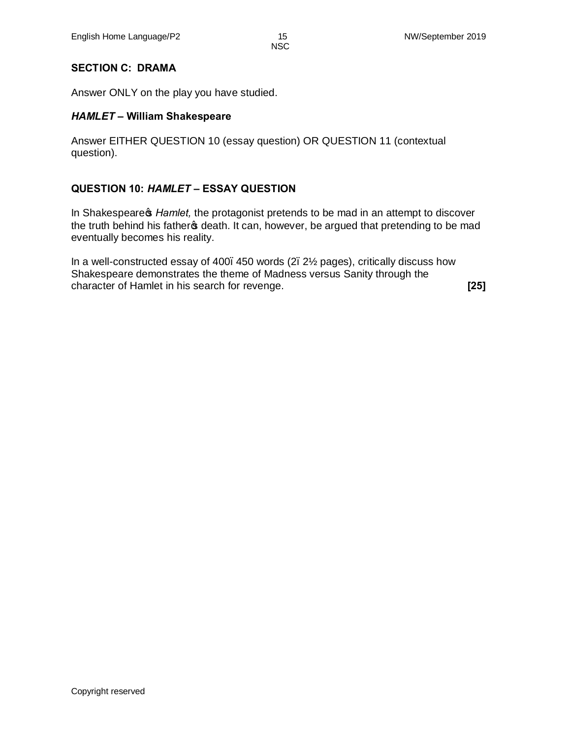## SECTION C: DRAMA

Answer ONLY on the play you have studied.

### *HAMLET* – William Shakespeare

Answer EITHER QUESTION 10 (essay question) OR QUESTION 11 (contextual question).

### QUESTION 10: *HAMLET* – ESSAY QUESTION

In Shakespeare's *Hamlet,* the protagonist pretends to be mad in an attempt to discover the truth behind his father's death. It can, however, be argued that pretending to be mad eventually becomes his reality.

In a well-constructed essay of 400–450 words (2–2½ pages), critically discuss how Shakespeare demonstrates the theme of Madness versus Sanity through the character of Hamlet in his search for revenge. **[25]**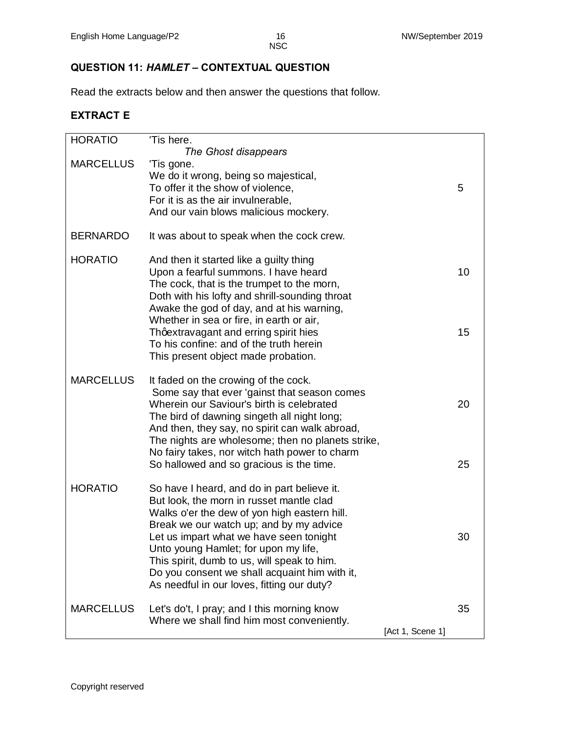## QUESTION 11: *HAMLET* – CONTEXTUAL QUESTION

Read the extracts below and then answer the questions that follow.

### EXTRACT E

| | | |
|---|---|---|
| HORATIO | 'Tis here.<br>*The Ghost disappears* | |
| MARCELLUS | 'Tis gone.<br>We do it wrong, being so majestical,<br>To offer it the show of violence,<br>For it is as the air invulnerable,<br>And our vain blows malicious mockery. | <br><br>5 |
| BERNARDO | It was about to speak when the cock crew. | |
| HORATIO | And then it started like a guilty thing<br>Upon a fearful summons. I have heard<br>The cock, that is the trumpet to the morn,<br>Doth with his lofty and shrill-sounding throat<br>Awake the god of day, and at his warning,<br>Whether in sea or fire, in earth or air,<br>Thoextravagant and erring spirit hies<br>To his confine: and of the truth herein<br>This present object made probation. | <br>10<br><br><br><br><br>15 |
| MARCELLUS | It faded on the crowing of the cock.<br>Some say that ever 'gainst that season comes<br>Wherein our Saviour's birth is celebrated<br>The bird of dawning singeth all night long;<br>And then, they say, no spirit can walk abroad,<br>The nights are wholesome; then no planets strike,<br>No fairy takes, nor witch hath power to charm<br>So hallowed and so gracious is the time. | <br><br>20<br><br><br><br><br>25 |
| HORATIO | So have I heard, and do in part believe it.<br>But look, the morn in russet mantle clad<br>Walks o'er the dew of yon high eastern hill.<br>Break we our watch up; and by my advice<br>Let us impart what we have seen tonight<br>Unto young Hamlet; for upon my life,<br>This spirit, dumb to us, will speak to him.<br>Do you consent we shall acquaint him with it,<br>As needful in our loves, fitting our duty? | <br><br><br><br>30 |
| MARCELLUS | Let's do't, I pray; and I this morning know<br>Where we shall find him most conveniently.<br>[Act 1, Scene 1] | 35 |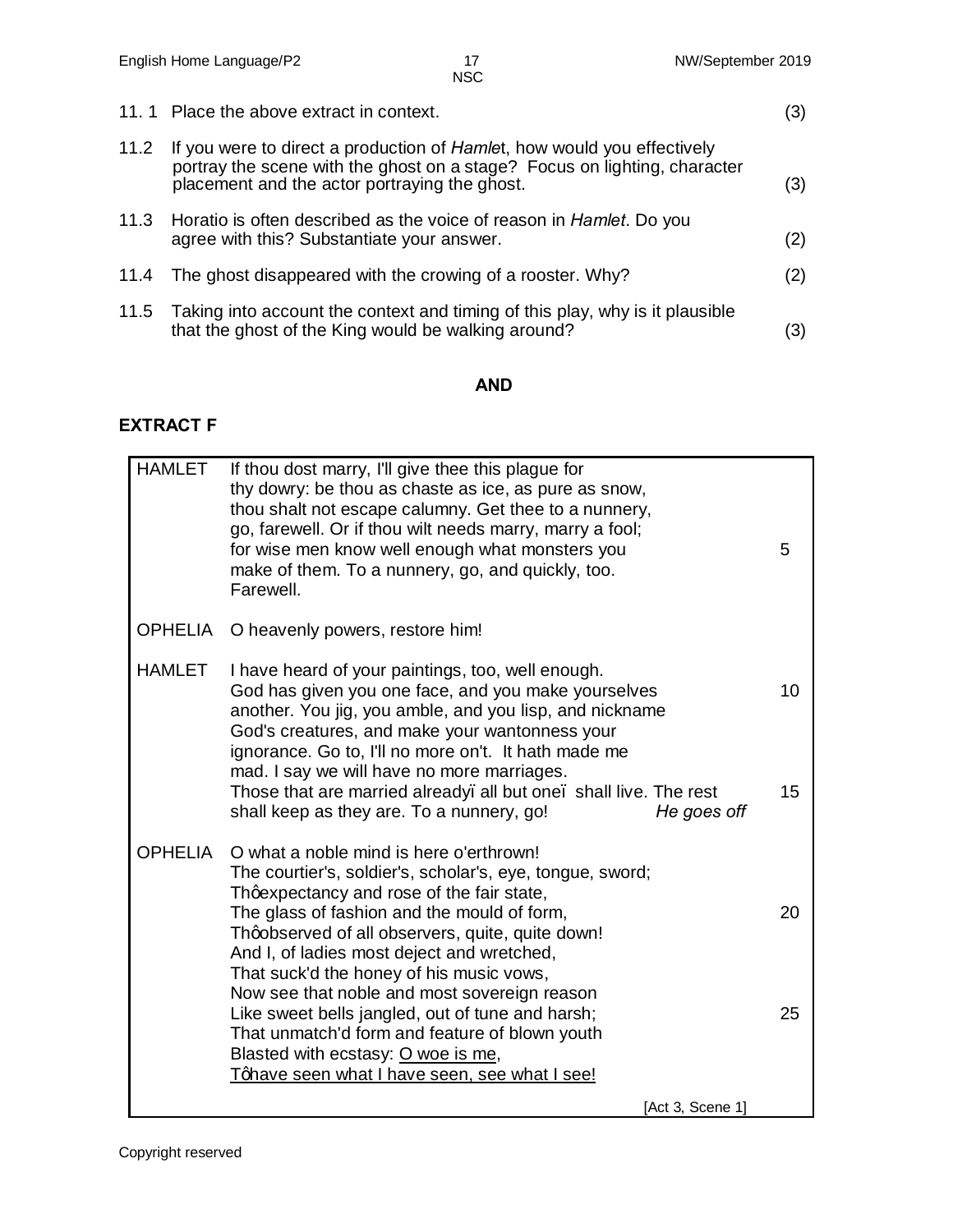| | | |
|---|---|---|
| 11.1 | Place the above extract in context. | (3) |
| 11.2 | If you were to direct a production of *Hamlet*, how would you effectively portray the scene with the ghost on a stage? Focus on lighting, character placement and the actor portraying the ghost. | (3) |
| 11.3 | Horatio is often described as the voice of reason in *Hamlet*. Do you agree with this? Substantiate your answer. | (2) |
| 11.4 | The ghost disappeared with the crowing of a rooster. Why? | (2) |
| 11.5 | Taking into account the context and timing of this play, why is it plausible that the ghost of the King would be walking around? | (3) |

**AND**

**EXTRACT F**

| | | |
|---|---|---|
| HAMLET | If thou dost marry, I'll give thee this plague for<br>thy dowry: be thou as chaste as ice, as pure as snow,<br>thou shalt not escape calumny. Get thee to a nunnery,<br>go, farewell. Or if thou wilt needs marry, marry a fool;<br>for wise men know well enough what monsters you<br>make of them. To a nunnery, go, and quickly, too.<br>Farewell. | <br><br><br><br>5 |
| OPHELIA | O heavenly powers, restore him! | |
| HAMLET | I have heard of your paintings, too, well enough.<br>God has given you one face, and you make yourselves<br>another. You jig, you amble, and you lisp, and nickname<br>God's creatures, and make your wantonness your<br>ignorance. Go to, I'll no more on't. It hath made me<br>mad. I say we will have no more marriages.<br>Those that are married already – all but one – shall live. The rest<br>shall keep as they are. To a nunnery, go! *He goes off* | <br>10<br><br><br><br><br>15 |
| OPHELIA | O what a noble mind is here o'erthrown!<br>The courtier's, soldier's, scholar's, eye, tongue, sword;<br>Th' expectancy and rose of the fair state,<br>The glass of fashion and the mould of form,<br>Th' observed of all observers, quite, quite down!<br>And I, of ladies most deject and wretched,<br>That suck'd the honey of his music vows,<br>Now see that noble and most sovereign reason<br>Like sweet bells jangled, out of tune and harsh;<br>That unmatch'd form and feature of blown youth<br>Blasted with ecstasy: <u>O woe is me</u>,<br><u>T' have seen what I have seen, see what I see!</u> | <br><br><br>20<br><br><br><br><br>25 |

[Act 3, Scene 1]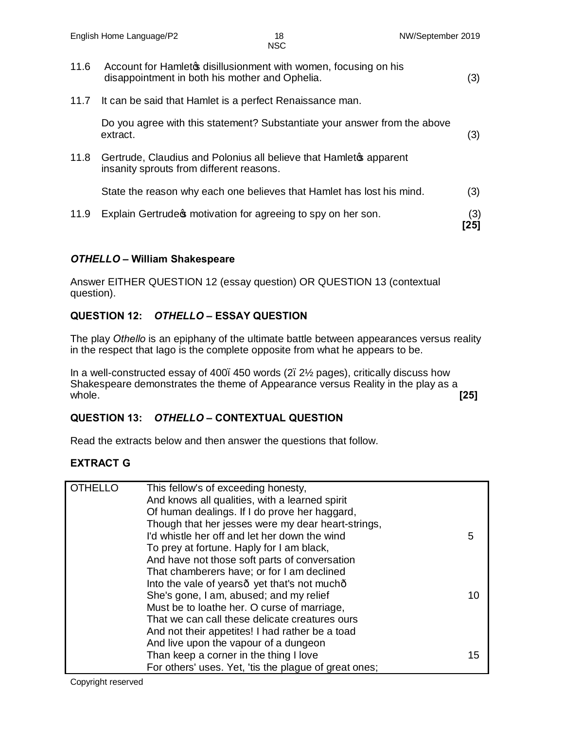11.6 Account for Hamlet's disillusionment with women, focusing on his disappointment in both his mother and Ophelia. (3)

11.7 It can be said that Hamlet is a perfect Renaissance man.

Do you agree with this statement? Substantiate your answer from the above extract. (3)

11.8 Gertrude, Claudius and Polonius all believe that Hamlet's apparent insanity sprouts from different reasons.

State the reason why each one believes that Hamlet has lost his mind. (3)

11.9 Explain Gertrude's motivation for agreeing to spy on her son. (3)
**[25]**

## *OTHELLO* – William Shakespeare

Answer EITHER QUESTION 12 (essay question) OR QUESTION 13 (contextual question).

### QUESTION 12: *OTHELLO* – ESSAY QUESTION

The play *Othello* is an epiphany of the ultimate battle between appearances versus reality in the respect that Iago is the complete opposite from what he appears to be.

In a well-constructed essay of 400–450 words (2–2½ pages), critically discuss how Shakespeare demonstrates the theme of Appearance versus Reality in the play as a whole. **[25]**

### QUESTION 13: *OTHELLO* – CONTEXTUAL QUESTION

Read the extracts below and then answer the questions that follow.

### EXTRACT G

| | | |
|---|---|---|
| OTHELLO | This fellow's of exceeding honesty,<br>And knows all qualities, with a learned spirit<br>Of human dealings. If I do prove her haggard,<br>Though that her jesses were my dear heart-strings,<br>I'd whistle her off and let her down the wind<br>To prey at fortune. Haply for I am black,<br>And have not those soft parts of conversation<br>That chamberers have; or for I am declined<br>Into the vale of years– yet that's not much–<br>She's gone, I am, abused; and my relief<br>Must be to loathe her. O curse of marriage,<br>That we can call these delicate creatures ours<br>And not their appetites! I had rather be a toad<br>And live upon the vapour of a dungeon<br>Than keep a corner in the thing I love<br>For others' uses. Yet, 'tis the plague of great ones; | <br><br><br><br>5<br><br><br><br><br>10<br><br><br><br><br>15<br> |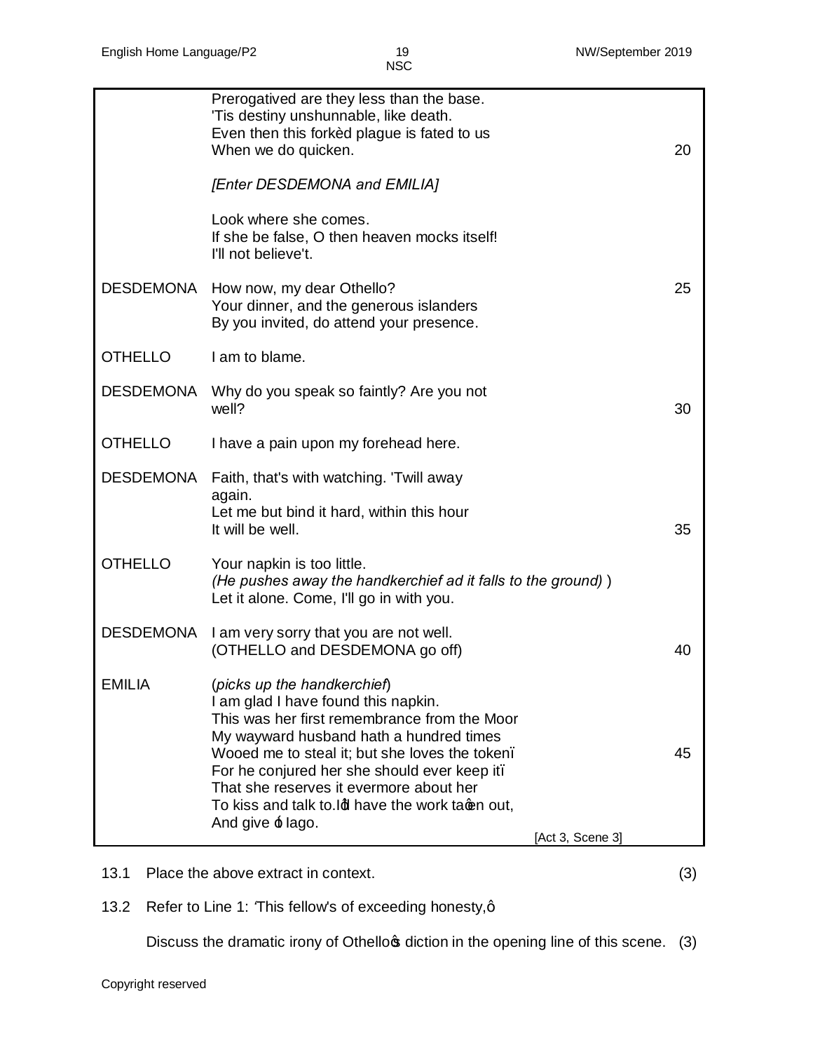| | | |
|---|---|---|
| | Prerogatived are they less than the base.<br>'Tis destiny unshunnable, like death.<br>Even then this forkèd plague is fated to us<br>When we do quicken. | 20 |
| | *[Enter DESDEMONA and EMILIA]* | |
| | Look where she comes.<br>If she be false, O then heaven mocks itself!<br>I'll not believe't. | |
| DESDEMONA | How now, my dear Othello?<br>Your dinner, and the generous islanders<br>By you invited, do attend your presence. | 25 |
| OTHELLO | I am to blame. | |
| DESDEMONA | Why do you speak so faintly? Are you not<br>well? | 30 |
| OTHELLO | I have a pain upon my forehead here. | |
| DESDEMONA | Faith, that's with watching. 'Twill away<br>again.<br>Let me but bind it hard, within this hour<br>It will be well. | 35 |
| OTHELLO | Your napkin is too little.<br>*(He pushes away the handkerchief ad it falls to the ground)* )<br>Let it alone. Come, I'll go in with you. | |
| DESDEMONA | I am very sorry that you are not well.<br>(OTHELLO and DESDEMONA go off) | 40 |
| EMILIA | (*picks up the handkerchief*)<br>I am glad I have found this napkin.<br>This was her first remembrance from the Moor<br>My wayward husband hath a hundred times<br>Wooed me to steal it; but she loves the token–<br>For he conjured her she should ever keep it–<br>That she reserves it evermore about her<br>To kiss and talk to. I'll have the work ta'en out,<br>And give 't Iago.<br>[Act 3, Scene 3] | 45 |

13.1 Place the above extract in context. (3)

13.2 Refer to Line 1: 'This fellow's of exceeding honesty,'

Discuss the dramatic irony of Othello's diction in the opening line of this scene. (3)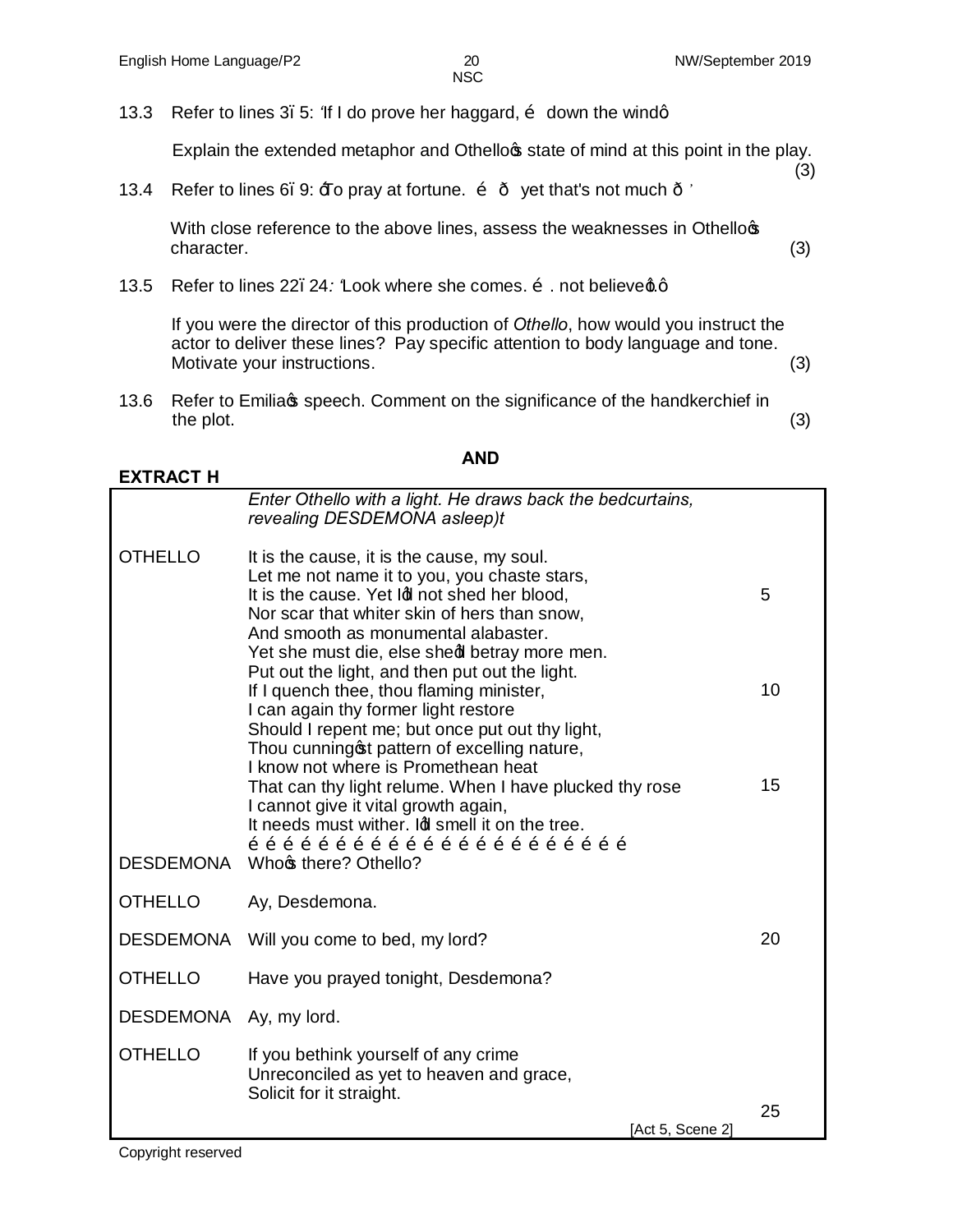13.3 Refer to lines 3–5: 'If I do prove her haggard, … down the wind'.

Explain the extended metaphor and Othello's state of mind at this point in the play. (3)

13.4 Refer to lines 6–9: 'To pray at fortune. … – yet that's not much – '

With close reference to the above lines, assess the weaknesses in Othello's character. (3)

13.5 Refer to lines 22–24: 'Look where she comes. … . not believe't.'

If you were the director of this production of *Othello*, how would you instruct the actor to deliver these lines? Pay specific attention to body language and tone. Motivate your instructions. (3)

13.6 Refer to Emilia's speech. Comment on the significance of the handkerchief in the plot. (3)

**AND**

**EXTRACT H**

| | | |
|---|---|---|
| | *Enter Othello with a light. He draws back the bedcurtains, revealing DESDEMONA asleep)t* | |
| OTHELLO | It is the cause, it is the cause, my soul.<br>Let me not name it to you, you chaste stars,<br>It is the cause. Yet I'll not shed her blood,<br>Nor scar that whiter skin of hers than snow,<br>And smooth as monumental alabaster.<br>Yet she must die, else she'll betray more men.<br>Put out the light, and then put out the light.<br>If I quench thee, thou flaming minister,<br>I can again thy former light restore<br>Should I repent me; but once put out thy light,<br>Thou cunning'st pattern of excelling nature,<br>I know not where is Promethean heat<br>That can thy light relume. When I have plucked thy rose<br>I cannot give it vital growth again,<br>It needs must wither. I'll smell it on the tree.<br>… … … … … … … … … … … … … … … … … … … … … … | <br><br>5<br><br><br><br><br>10<br><br><br><br><br>15 |
| DESDEMONA | Who's there? Othello? | |
| OTHELLO | Ay, Desdemona. | |
| DESDEMONA | Will you come to bed, my lord? | 20 |
| OTHELLO | Have you prayed tonight, Desdemona? | |
| DESDEMONA | Ay, my lord. | |
| OTHELLO | If you bethink yourself of any crime<br>Unreconciled as yet to heaven and grace,<br>Solicit for it straight. | <br><br>25 |
| | [Act 5, Scene 2] | |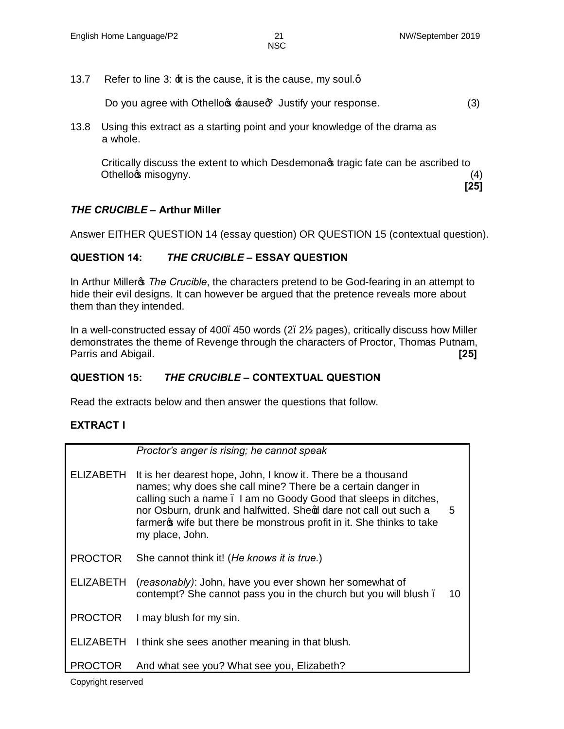13.7 Refer to line 3: 'It is the cause, it is the cause, my soul.'

Do you agree with Othello's 'cause'? Justify your response. (3)

13.8 Using this extract as a starting point and your knowledge of the drama as a whole.

Critically discuss the extent to which Desdemona's tragic fate can be ascribed to Othello's misogyny. (4)
**[25]**

### *THE CRUCIBLE* – Arthur Miller

Answer EITHER QUESTION 14 (essay question) OR QUESTION 15 (contextual question).

### QUESTION 14: *THE CRUCIBLE* – ESSAY QUESTION

In Arthur Miller's *The Crucible*, the characters pretend to be God-fearing in an attempt to hide their evil designs. It can however be argued that the pretence reveals more about them than they intended.

In a well-constructed essay of 400–450 words (2–2½ pages), critically discuss how Miller demonstrates the theme of Revenge through the characters of Proctor, Thomas Putnam, Parris and Abigail. **[25]**

### QUESTION 15: *THE CRUCIBLE* – CONTEXTUAL QUESTION

Read the extracts below and then answer the questions that follow.

### EXTRACT I

| | | |
|---|---|---|
| | *Proctor's anger is rising; he cannot speak* | |
| ELIZABETH | It is her dearest hope, John, I know it. There be a thousand names; why does she call mine? There be a certain danger in calling such a name – I am no Goody Good that sleeps in ditches, nor Osburn, drunk and halfwitted. She'd dare not call out such a farmer's wife but there be monstrous profit in it. She thinks to take my place, John. | 5 |
| PROCTOR | She cannot think it! (*He knows it is true.*) | |
| ELIZABETH | (*reasonably)*: John, have you ever shown her somewhat of contempt? She cannot pass you in the church but you will blush – | 10 |
| PROCTOR | I may blush for my sin. | |
| ELIZABETH | I think she sees another meaning in that blush. | |
| PROCTOR | And what see you? What see you, Elizabeth? | |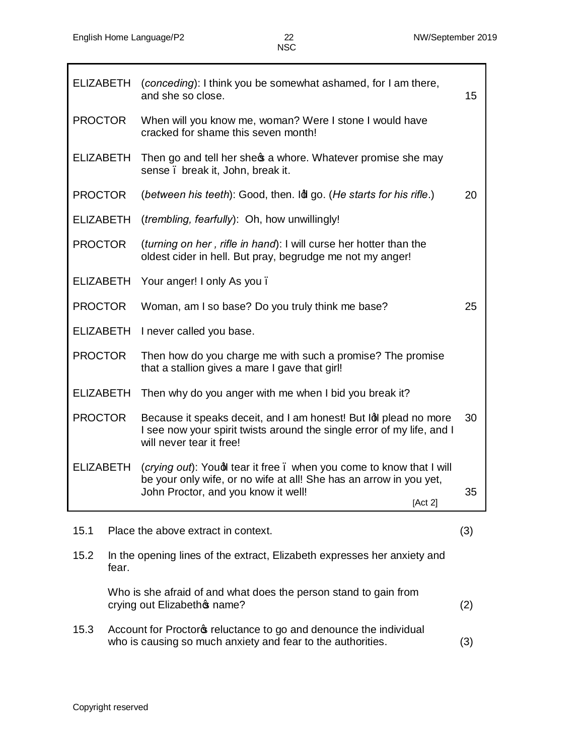| | | |
|---|---|---|
| ELIZABETH | (*conceding*): I think you be somewhat ashamed, for I am there, and she so close. | 15 |
| PROCTOR | When will you know me, woman? Were I stone I would have cracked for shame this seven month! | |
| ELIZABETH | Then go and tell her she's a whore. Whatever promise she may sense – break it, John, break it. | |
| PROCTOR | (*between his teeth*): Good, then. I'll go. (*He starts for his rifle.*) | 20 |
| ELIZABETH | (*trembling, fearfully*): Oh, how unwillingly! | |
| PROCTOR | (*turning on her , rifle in hand*): I will curse her hotter than the oldest cider in hell. But pray, begrudge me not my anger! | |
| ELIZABETH | Your anger! I only As you – | |
| PROCTOR | Woman, am I so base? Do you truly think me base? | 25 |
| ELIZABETH | I never called you base. | |
| PROCTOR | Then how do you charge me with such a promise? The promise that a stallion gives a mare I gave that girl! | |
| ELIZABETH | Then why do you anger with me when I bid you break it? | |
| PROCTOR | Because it speaks deceit, and I am honest! But I'll plead no more I see now your spirit twists around the single error of my life, and I will never tear it free! | 30 |
| ELIZABETH | (*crying out*): You'll tear it free – when you come to know that I will be your only wife, or no wife at all! She has an arrow in you yet, John Proctor, and you know it well! [Act 2] | 35 |

15.1 Place the above extract in context. (3)

15.2 In the opening lines of the extract, Elizabeth expresses her anxiety and fear.

Who is she afraid of and what does the person stand to gain from crying out Elizabeth's name? (2)

15.3 Account for Proctor's reluctance to go and denounce the individual who is causing so much anxiety and fear to the authorities. (3)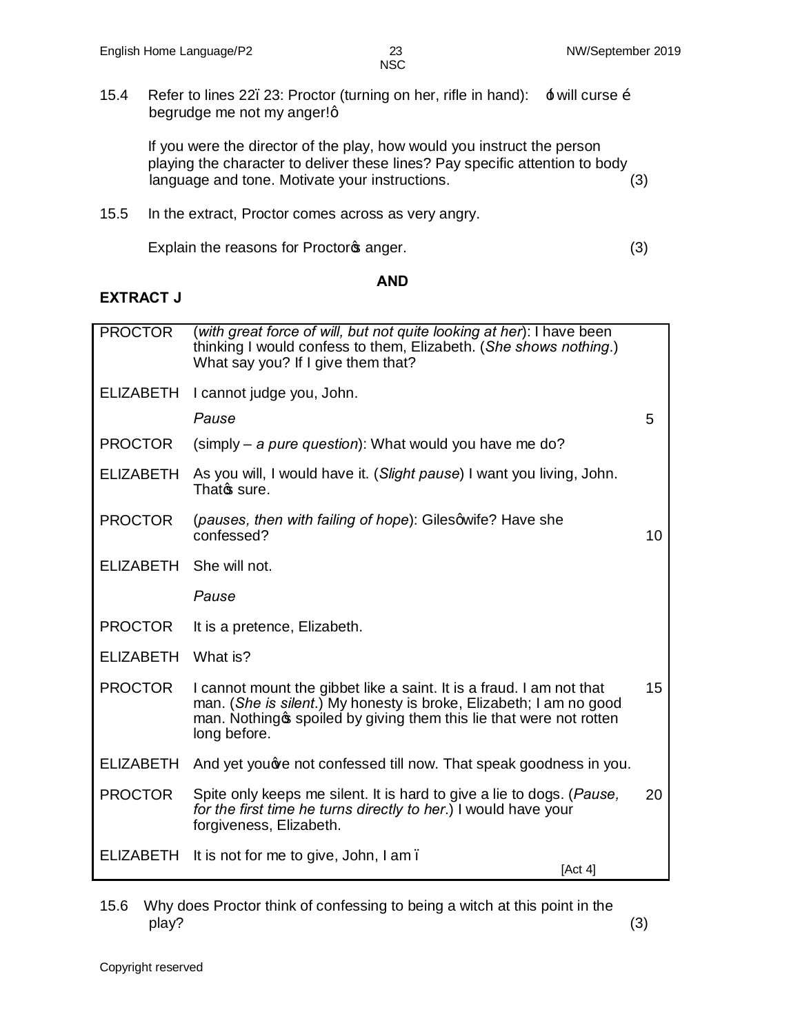15.4 Refer to lines 22–23: Proctor (turning on her, rifle in hand): 'I will curse … begrudge me not my anger!'

If you were the director of the play, how would you instruct the person playing the character to deliver these lines? Pay specific attention to body language and tone. Motivate your instructions. (3)

15.5 In the extract, Proctor comes across as very angry.

Explain the reasons for Proctor's anger. (3)

**AND**

**EXTRACT J**

| | | |
|---|---|---|
| PROCTOR | (*with great force of will, but not quite looking at her*): I have been thinking I would confess to them, Elizabeth. (*She shows nothing.*) What say you? If I give them that? | |
| ELIZABETH | I cannot judge you, John. | |
| | *Pause* | 5 |
| PROCTOR | (simply – *a pure question*): What would you have me do? | |
| ELIZABETH | As you will, I would have it. (*Slight pause*) I want you living, John. That's sure. | |
| PROCTOR | (*pauses, then with failing of hope*): Giles' wife? Have she confessed? | 10 |
| ELIZABETH | She will not. | |
| | *Pause* | |
| PROCTOR | It is a pretence, Elizabeth. | |
| ELIZABETH | What is? | |
| PROCTOR | I cannot mount the gibbet like a saint. It is a fraud. I am not that man. (*She is silent.*) My honesty is broke, Elizabeth; I am no good man. Nothing's spoiled by giving them this lie that were not rotten long before. | 15 |
| ELIZABETH | And yet you've not confessed till now. That speak goodness in you. | |
| PROCTOR | Spite only keeps me silent. It is hard to give a lie to dogs. (*Pause, for the first time he turns directly to her.*) I would have your forgiveness, Elizabeth. | 20 |
| ELIZABETH | It is not for me to give, John, I am – [Act 4] | |

15.6 Why does Proctor think of confessing to being a witch at this point in the play? (3)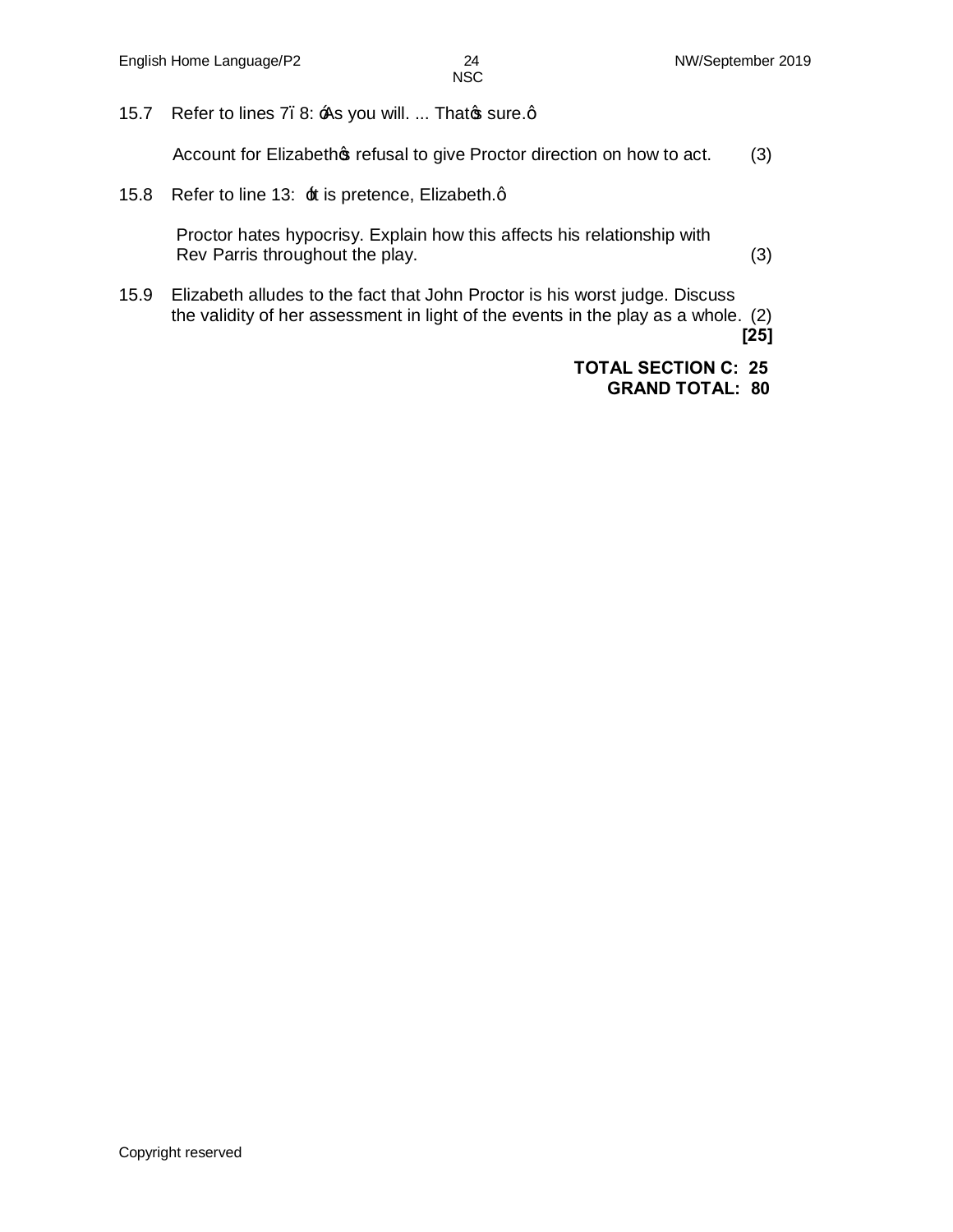15.7 Refer to lines 7–8: 'As you will. ... That's sure.'

Account for Elizabeth's refusal to give Proctor direction on how to act. (3)

15.8 Refer to line 13: 'It is pretence, Elizabeth.'

Proctor hates hypocrisy. Explain how this affects his relationship with Rev Parris throughout the play. (3)

15.9 Elizabeth alludes to the fact that John Proctor is his worst judge. Discuss the validity of her assessment in light of the events in the play as a whole. (2)

**[25]**

**TOTAL SECTION C: 25**

**GRAND TOTAL: 80**